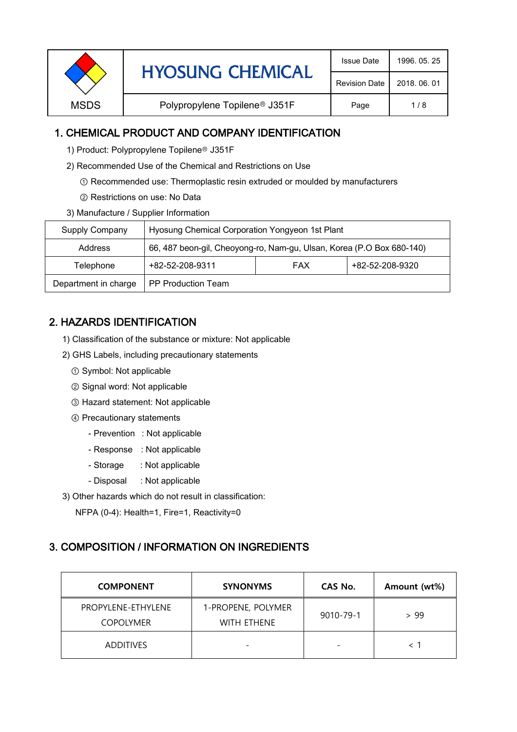| MSDS | HYOSUNG CHEMICAL | Issue Date | 1996. 05. 25 |
|---|---|---|---|
| | | Revision Date | 2018. 06. 01 |
| | Polypropylene Topilene® J351F | Page | 1 / 8 |

## 1. CHEMICAL PRODUCT AND COMPANY IDENTIFICATION

1) Product: Polypropylene Topilene® J351F

2) Recommended Use of the Chemical and Restrictions on Use

① Recommended use: Thermoplastic resin extruded or moulded by manufacturers

② Restrictions on use: No Data

3) Manufacture / Supplier Information

| Supply Company | Hyosung Chemical Corporation Yongyeon 1st Plant | | |
|---|---|---|---|
| Address | 66, 487 beon-gil, Cheoyong-ro, Nam-gu, Ulsan, Korea (P.O Box 680-140) | | |
| Telephone | +82-52-208-9311 | FAX | +82-52-208-9320 |
| Department in charge | PP Production Team | | |

## 2. HAZARDS IDENTIFICATION

1) Classification of the substance or mixture: Not applicable

2) GHS Labels, including precautionary statements

① Symbol: Not applicable

② Signal word: Not applicable

③ Hazard statement: Not applicable

④ Precautionary statements

- Prevention : Not applicable
- Response : Not applicable
- Storage : Not applicable
- Disposal : Not applicable

3) Other hazards which do not result in classification:

NFPA (0-4): Health=1, Fire=1, Reactivity=0

## 3. COMPOSITION / INFORMATION ON INGREDIENTS

| COMPONENT | SYNONYMS | CAS No. | Amount (wt%) |
|---|---|---|---|
| PROPYLENE-ETHYLENE COPOLYMER | 1-PROPENE, POLYMER WITH ETHENE | 9010-79-1 | > 99 |
| ADDITIVES | - | - | < 1 |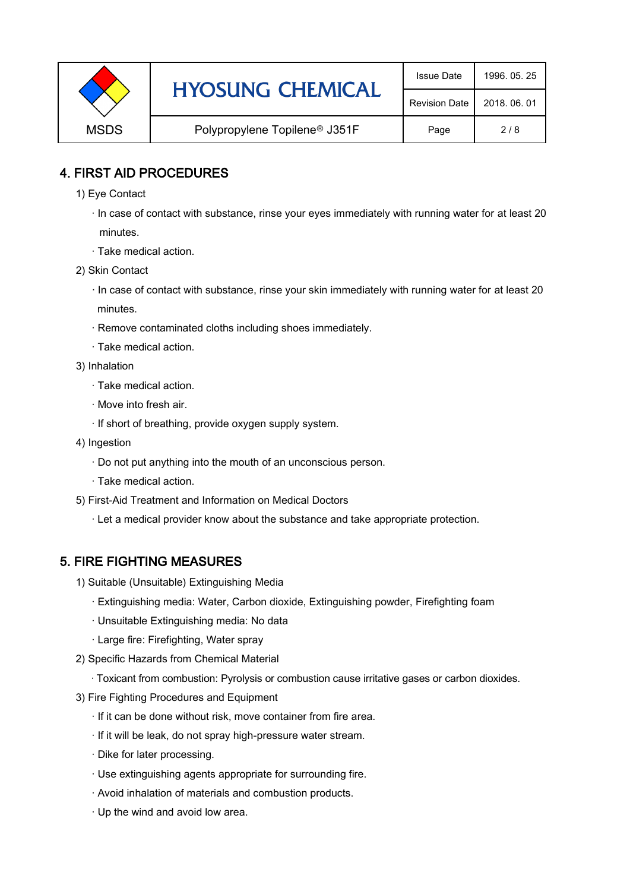## 4. FIRST AID PROCEDURES

1) Eye Contact

· In case of contact with substance, rinse your eyes immediately with running water for at least 20 minutes.

· Take medical action.

2) Skin Contact

· In case of contact with substance, rinse your skin immediately with running water for at least 20 minutes.

· Remove contaminated cloths including shoes immediately.

· Take medical action.

3) Inhalation

· Take medical action.

· Move into fresh air.

· If short of breathing, provide oxygen supply system.

4) Ingestion

· Do not put anything into the mouth of an unconscious person.

· Take medical action.

5) First-Aid Treatment and Information on Medical Doctors

· Let a medical provider know about the substance and take appropriate protection.

## 5. FIRE FIGHTING MEASURES

1) Suitable (Unsuitable) Extinguishing Media

· Extinguishing media: Water, Carbon dioxide, Extinguishing powder, Firefighting foam

· Unsuitable Extinguishing media: No data

· Large fire: Firefighting, Water spray

2) Specific Hazards from Chemical Material

· Toxicant from combustion: Pyrolysis or combustion cause irritative gases or carbon dioxides.

3) Fire Fighting Procedures and Equipment

· If it can be done without risk, move container from fire area.

· If it will be leak, do not spray high-pressure water stream.

· Dike for later processing.

· Use extinguishing agents appropriate for surrounding fire.

· Avoid inhalation of materials and combustion products.

· Up the wind and avoid low area.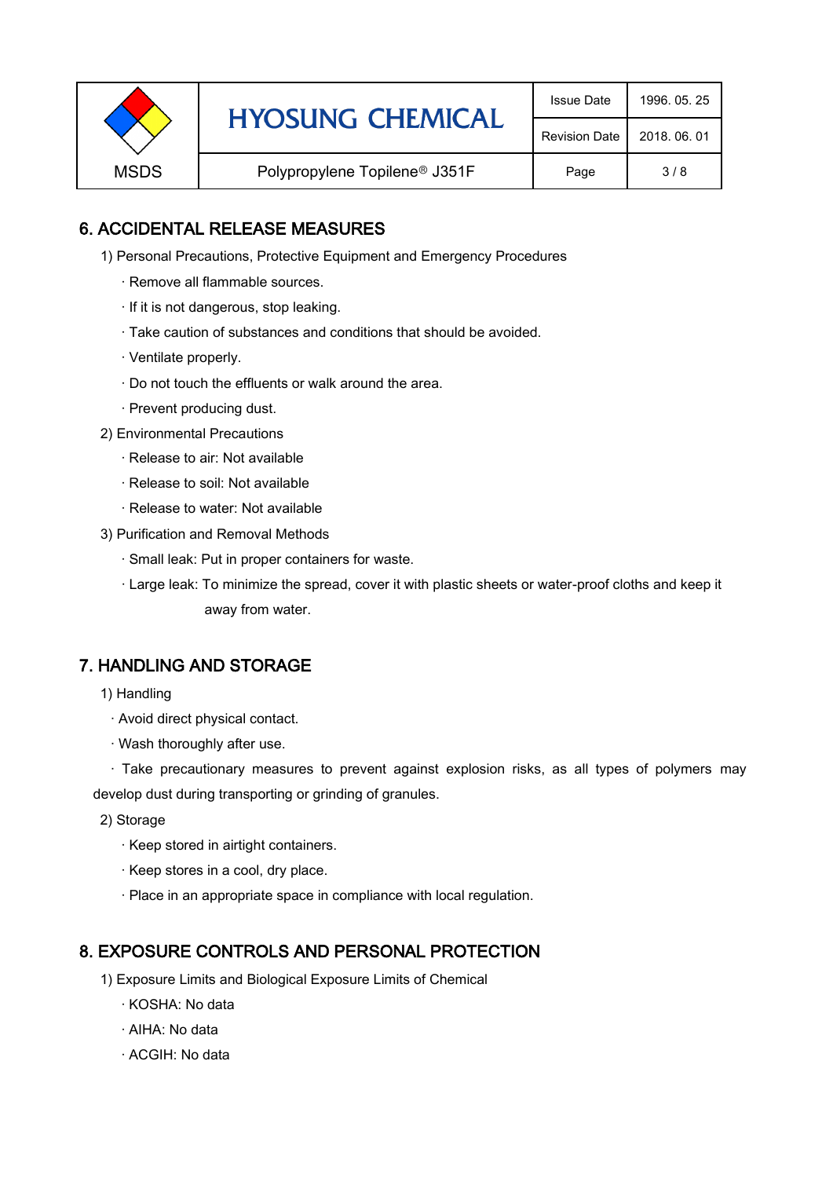## 6. ACCIDENTAL RELEASE MEASURES

1) Personal Precautions, Protective Equipment and Emergency Procedures

- · Remove all flammable sources.
- · If it is not dangerous, stop leaking.
- · Take caution of substances and conditions that should be avoided.
- · Ventilate properly.
- · Do not touch the effluents or walk around the area.
- · Prevent producing dust.

2) Environmental Precautions

- · Release to air: Not available
- · Release to soil: Not available
- · Release to water: Not available

3) Purification and Removal Methods

- · Small leak: Put in proper containers for waste.
- · Large leak: To minimize the spread, cover it with plastic sheets or water-proof cloths and keep it away from water.

## 7. HANDLING AND STORAGE

1) Handling

- · Avoid direct physical contact.
- · Wash thoroughly after use.
- · Take precautionary measures to prevent against explosion risks, as all types of polymers may develop dust during transporting or grinding of granules.

2) Storage

- · Keep stored in airtight containers.
- · Keep stores in a cool, dry place.
- · Place in an appropriate space in compliance with local regulation.

## 8. EXPOSURE CONTROLS AND PERSONAL PROTECTION

1) Exposure Limits and Biological Exposure Limits of Chemical

- · KOSHA: No data
- · AIHA: No data
- · ACGIH: No data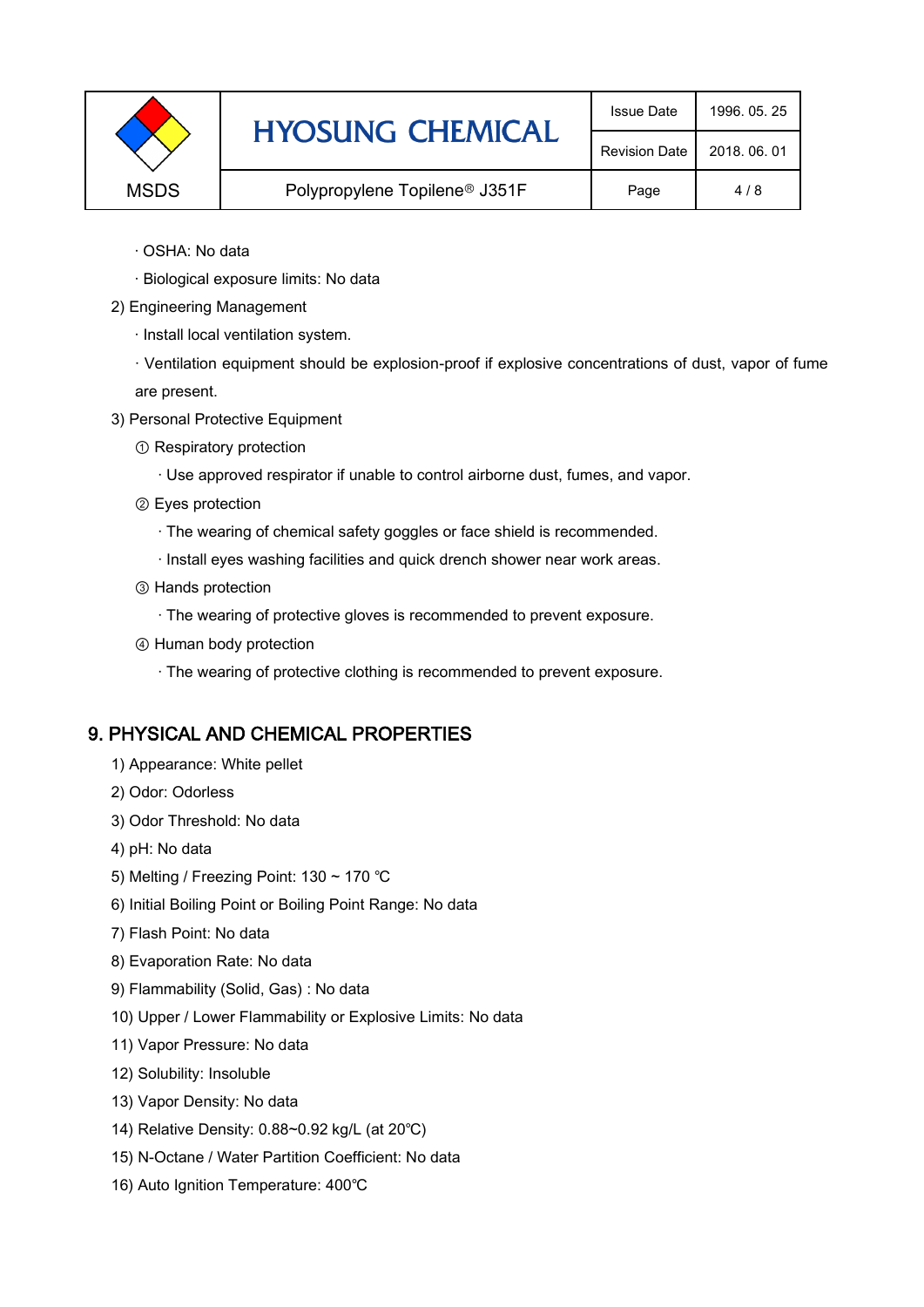· OSHA: No data

· Biological exposure limits: No data

2) Engineering Management

· Install local ventilation system.

· Ventilation equipment should be explosion-proof if explosive concentrations of dust, vapor of fume are present.

3) Personal Protective Equipment

① Respiratory protection

· Use approved respirator if unable to control airborne dust, fumes, and vapor.

② Eyes protection

· The wearing of chemical safety goggles or face shield is recommended.

· Install eyes washing facilities and quick drench shower near work areas.

③ Hands protection

· The wearing of protective gloves is recommended to prevent exposure.

④ Human body protection

· The wearing of protective clothing is recommended to prevent exposure.

## 9. PHYSICAL AND CHEMICAL PROPERTIES

1) Appearance: White pellet

2) Odor: Odorless

3) Odor Threshold: No data

4) pH: No data

5) Melting / Freezing Point: 130 ~ 170 ℃

6) Initial Boiling Point or Boiling Point Range: No data

7) Flash Point: No data

8) Evaporation Rate: No data

9) Flammability (Solid, Gas) : No data

10) Upper / Lower Flammability or Explosive Limits: No data

11) Vapor Pressure: No data

12) Solubility: Insoluble

13) Vapor Density: No data

14) Relative Density: 0.88~0.92 kg/L (at 20℃)

15) N-Octane / Water Partition Coefficient: No data

16) Auto Ignition Temperature: 400℃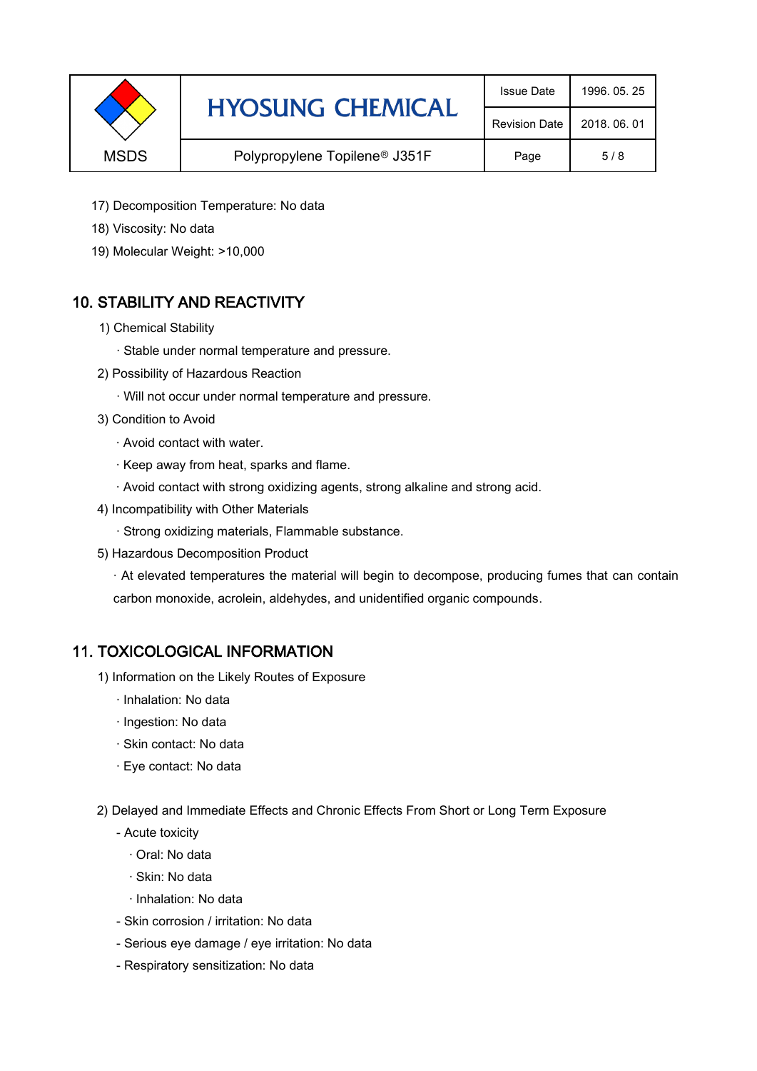17) Decomposition Temperature: No data

18) Viscosity: No data

19) Molecular Weight: >10,000

## 10. STABILITY AND REACTIVITY

1) Chemical Stability

· Stable under normal temperature and pressure.

2) Possibility of Hazardous Reaction

· Will not occur under normal temperature and pressure.

3) Condition to Avoid

· Avoid contact with water.

· Keep away from heat, sparks and flame.

· Avoid contact with strong oxidizing agents, strong alkaline and strong acid.

4) Incompatibility with Other Materials

· Strong oxidizing materials, Flammable substance.

5) Hazardous Decomposition Product

· At elevated temperatures the material will begin to decompose, producing fumes that can contain carbon monoxide, acrolein, aldehydes, and unidentified organic compounds.

## 11. TOXICOLOGICAL INFORMATION

1) Information on the Likely Routes of Exposure

· Inhalation: No data

· Ingestion: No data

· Skin contact: No data

· Eye contact: No data

2) Delayed and Immediate Effects and Chronic Effects From Short or Long Term Exposure

- Acute toxicity
  - · Oral: No data
  - · Skin: No data
  - · Inhalation: No data
- Skin corrosion / irritation: No data
- Serious eye damage / eye irritation: No data
- Respiratory sensitization: No data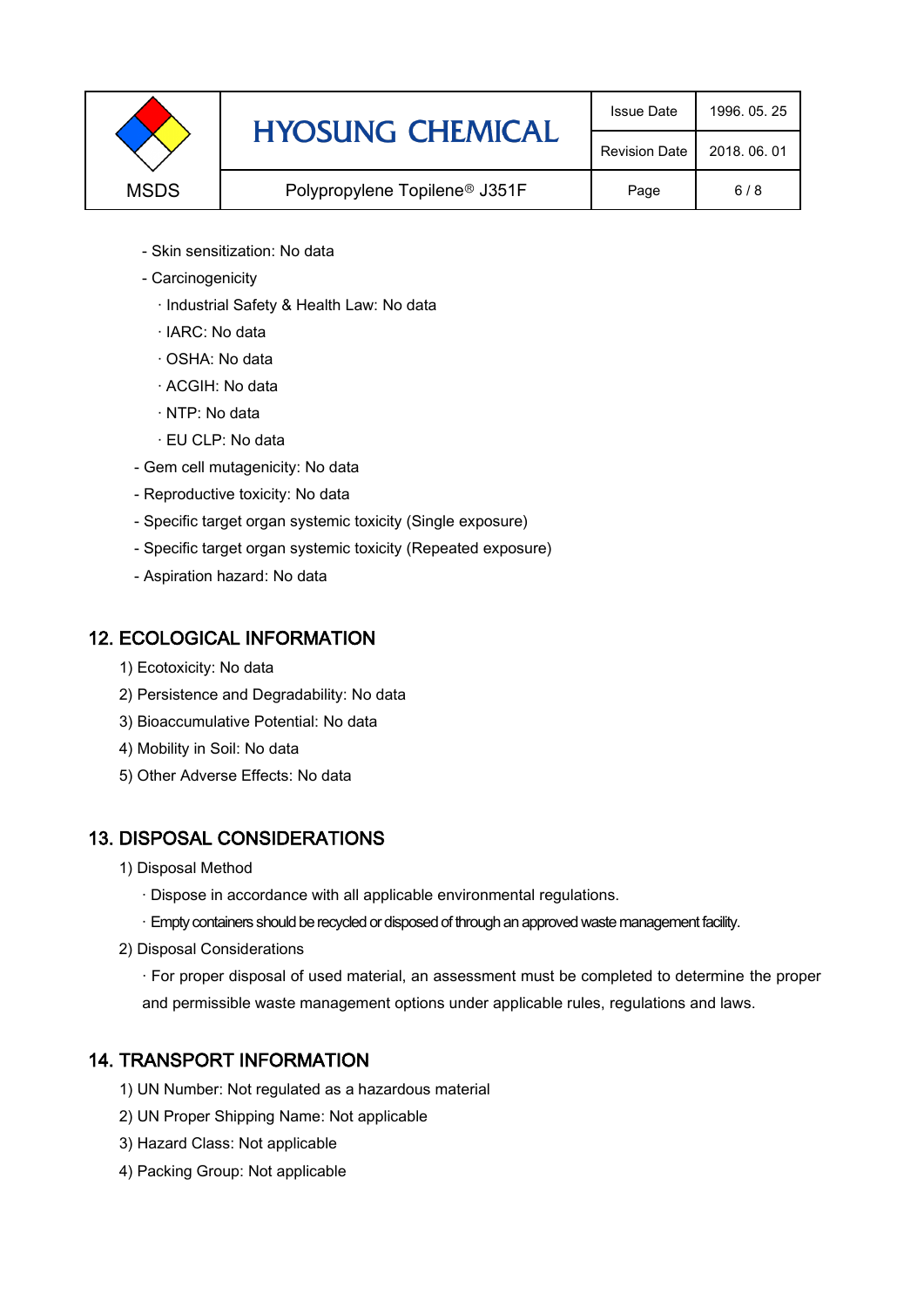- Skin sensitization: No data
- Carcinogenicity
  - · Industrial Safety & Health Law: No data
  - · IARC: No data
  - · OSHA: No data
  - · ACGIH: No data
  - · NTP: No data
  - · EU CLP: No data
- Gem cell mutagenicity: No data
- Reproductive toxicity: No data
- Specific target organ systemic toxicity (Single exposure)
- Specific target organ systemic toxicity (Repeated exposure)
- Aspiration hazard: No data

## 12. ECOLOGICAL INFORMATION

1) Ecotoxicity: No data
2) Persistence and Degradability: No data
3) Bioaccumulative Potential: No data
4) Mobility in Soil: No data
5) Other Adverse Effects: No data

## 13. DISPOSAL CONSIDERATIONS

1) Disposal Method
   - · Dispose in accordance with all applicable environmental regulations.
   - · Empty containers should be recycled or disposed of through an approved waste management facility.
2) Disposal Considerations
   - · For proper disposal of used material, an assessment must be completed to determine the proper and permissible waste management options under applicable rules, regulations and laws.

## 14. TRANSPORT INFORMATION

1) UN Number: Not regulated as a hazardous material
2) UN Proper Shipping Name: Not applicable
3) Hazard Class: Not applicable
4) Packing Group: Not applicable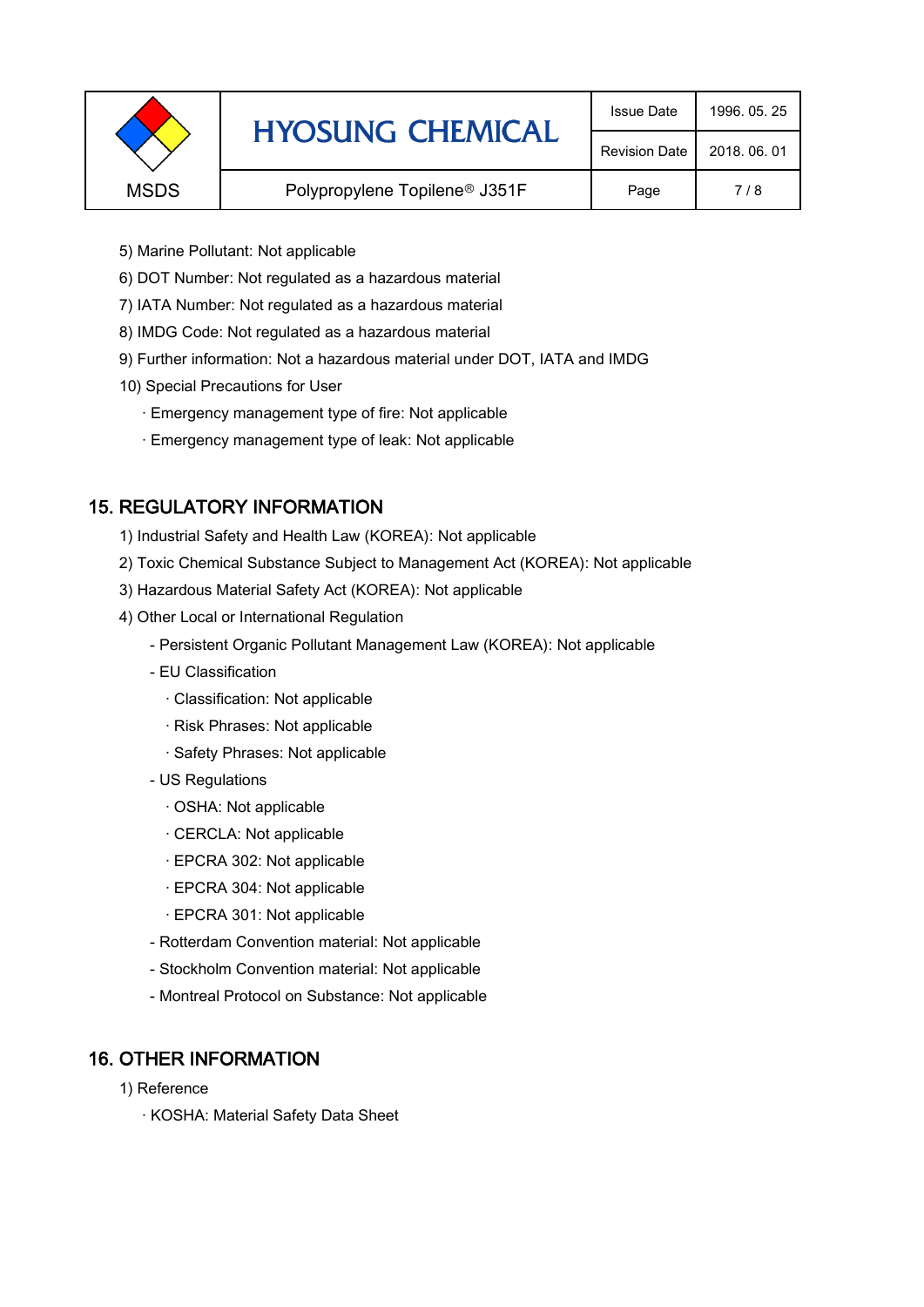5) Marine Pollutant: Not applicable

6) DOT Number: Not regulated as a hazardous material

7) IATA Number: Not regulated as a hazardous material

8) IMDG Code: Not regulated as a hazardous material

9) Further information: Not a hazardous material under DOT, IATA and IMDG

10) Special Precautions for User

- · Emergency management type of fire: Not applicable
- · Emergency management type of leak: Not applicable

## 15. REGULATORY INFORMATION

1) Industrial Safety and Health Law (KOREA): Not applicable

2) Toxic Chemical Substance Subject to Management Act (KOREA): Not applicable

3) Hazardous Material Safety Act (KOREA): Not applicable

4) Other Local or International Regulation

- Persistent Organic Pollutant Management Law (KOREA): Not applicable
- EU Classification
  - · Classification: Not applicable
  - · Risk Phrases: Not applicable
  - · Safety Phrases: Not applicable
- US Regulations
  - · OSHA: Not applicable
  - · CERCLA: Not applicable
  - · EPCRA 302: Not applicable
  - · EPCRA 304: Not applicable
  - · EPCRA 301: Not applicable
- Rotterdam Convention material: Not applicable
- Stockholm Convention material: Not applicable
- Montreal Protocol on Substance: Not applicable

## 16. OTHER INFORMATION

1) Reference

- · KOSHA: Material Safety Data Sheet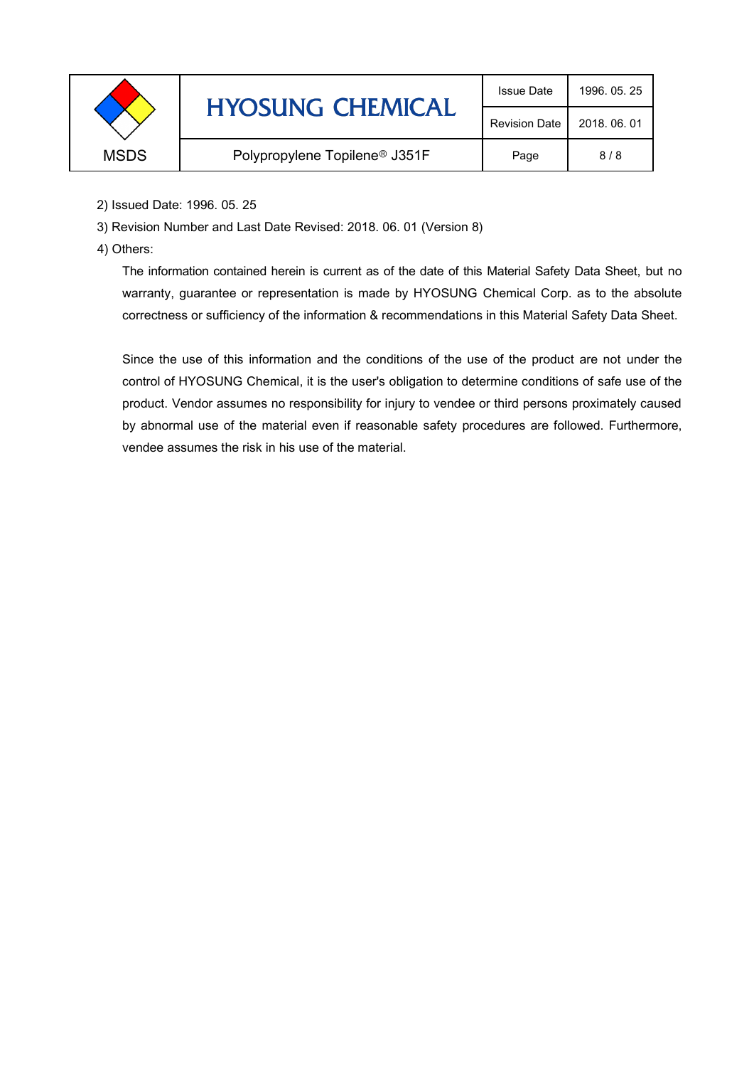2) Issued Date: 1996. 05. 25

3) Revision Number and Last Date Revised: 2018. 06. 01 (Version 8)

4) Others:

The information contained herein is current as of the date of this Material Safety Data Sheet, but no warranty, guarantee or representation is made by HYOSUNG Chemical Corp. as to the absolute correctness or sufficiency of the information & recommendations in this Material Safety Data Sheet.

Since the use of this information and the conditions of the use of the product are not under the control of HYOSUNG Chemical, it is the user's obligation to determine conditions of safe use of the product. Vendor assumes no responsibility for injury to vendee or third persons proximately caused by abnormal use of the material even if reasonable safety procedures are followed. Furthermore, vendee assumes the risk in his use of the material.